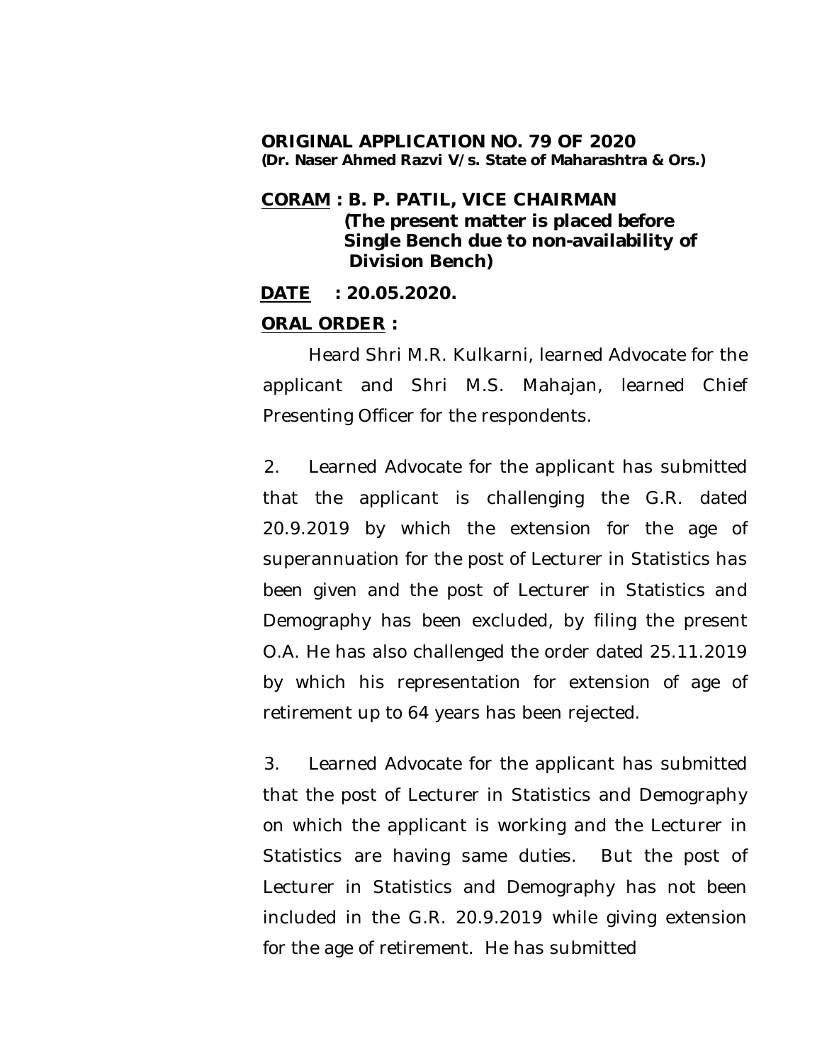**ORIGINAL APPLICATION NO. 79 OF 2020**
**(Dr. Naser Ahmed Razvi V/s. State of Maharashtra & Ors.)**

**CORAM : B. P. PATIL, VICE CHAIRMAN**
**(The present matter is placed before Single Bench due to non-availability of Division Bench)**

**DATE : 20.05.2020.**

**ORAL ORDER :**

Heard Shri M.R. Kulkarni, learned Advocate for the applicant and Shri M.S. Mahajan, learned Chief Presenting Officer for the respondents.

2. Learned Advocate for the applicant has submitted that the applicant is challenging the G.R. dated 20.9.2019 by which the extension for the age of superannuation for the post of Lecturer in Statistics has been given and the post of Lecturer in Statistics and Demography has been excluded, by filing the present O.A. He has also challenged the order dated 25.11.2019 by which his representation for extension of age of retirement up to 64 years has been rejected.

3. Learned Advocate for the applicant has submitted that the post of Lecturer in Statistics and Demography on which the applicant is working and the Lecturer in Statistics are having same duties. But the post of Lecturer in Statistics and Demography has not been included in the G.R. 20.9.2019 while giving extension for the age of retirement. He has submitted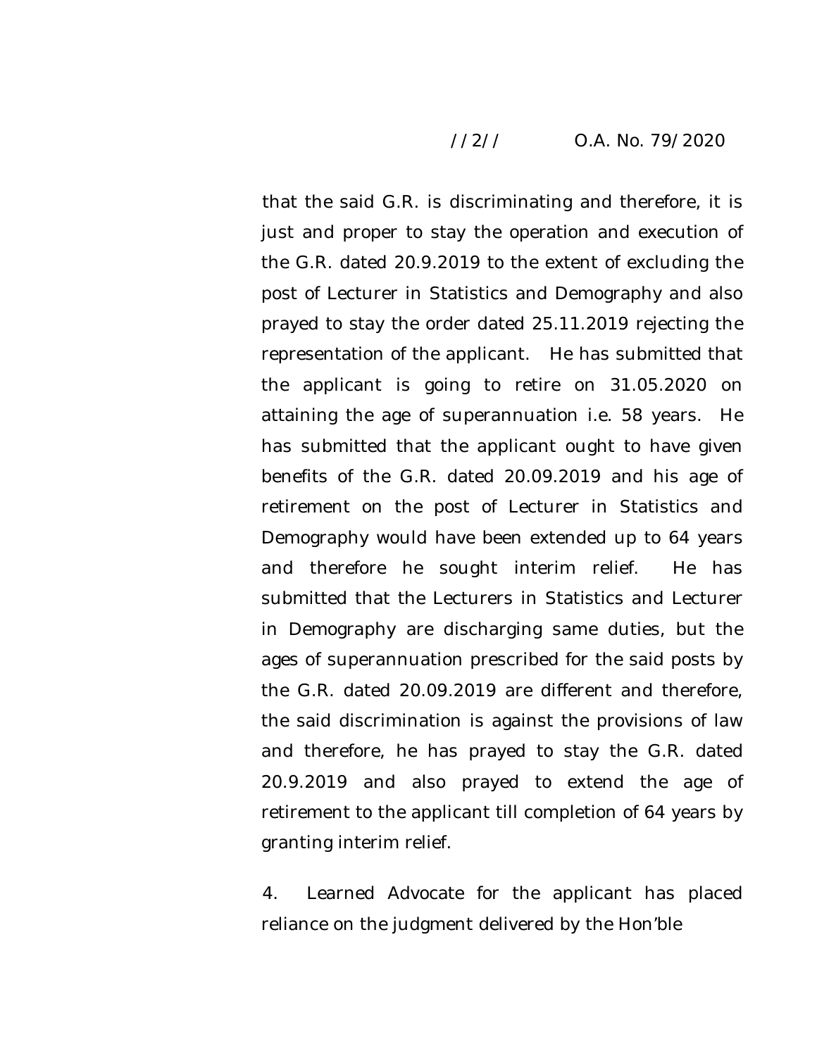that the said G.R. is discriminating and therefore, it is just and proper to stay the operation and execution of the G.R. dated 20.9.2019 to the extent of excluding the post of Lecturer in Statistics and Demography and also prayed to stay the order dated 25.11.2019 rejecting the representation of the applicant. He has submitted that the applicant is going to retire on 31.05.2020 on attaining the age of superannuation i.e. 58 years. He has submitted that the applicant ought to have given benefits of the G.R. dated 20.09.2019 and his age of retirement on the post of Lecturer in Statistics and Demography would have been extended up to 64 years and therefore he sought interim relief. He has submitted that the Lecturers in Statistics and Lecturer in Demography are discharging same duties, but the ages of superannuation prescribed for the said posts by the G.R. dated 20.09.2019 are different and therefore, the said discrimination is against the provisions of law and therefore, he has prayed to stay the G.R. dated 20.9.2019 and also prayed to extend the age of retirement to the applicant till completion of 64 years by granting interim relief.

4. Learned Advocate for the applicant has placed reliance on the judgment delivered by the Hon'ble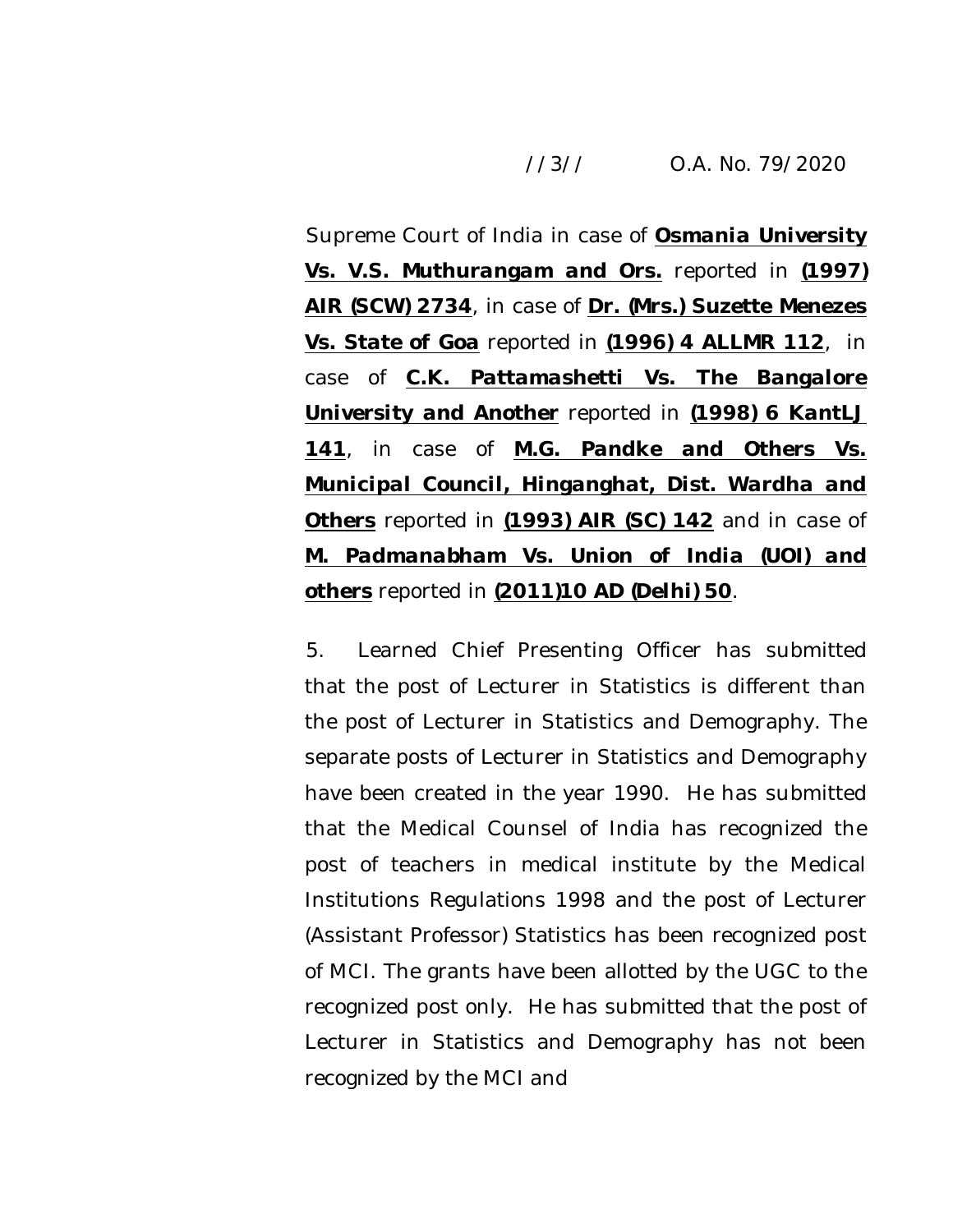Supreme Court of India in case of **Osmania University Vs. V.S. Muthurangam and Ors.** reported in **(1997) AIR (SCW) 2734**, in case of **Dr. (Mrs.) Suzette Menezes Vs. State of Goa** reported in **(1996) 4 ALLMR 112**, in case of **C.K. Pattamashetti Vs. The Bangalore University and Another** reported in **(1998) 6 KantLJ 141**, in case of ***M.G. Pandke and Others Vs. Municipal Council, Hinganghat, Dist. Wardha and Others*** reported in **(1993) AIR (SC) 142** and in case of ***M. Padmanabham Vs. Union of India (UOI) and others*** reported in **(2011)10 AD (Delhi) 50**.

5. Learned Chief Presenting Officer has submitted that the post of Lecturer in Statistics is different than the post of Lecturer in Statistics and Demography. The separate posts of Lecturer in Statistics and Demography have been created in the year 1990. He has submitted that the Medical Counsel of India has recognized the post of teachers in medical institute by the Medical Institutions Regulations 1998 and the post of Lecturer (Assistant Professor) Statistics has been recognized post of MCI. The grants have been allotted by the UGC to the recognized post only. He has submitted that the post of Lecturer in Statistics and Demography has not been recognized by the MCI and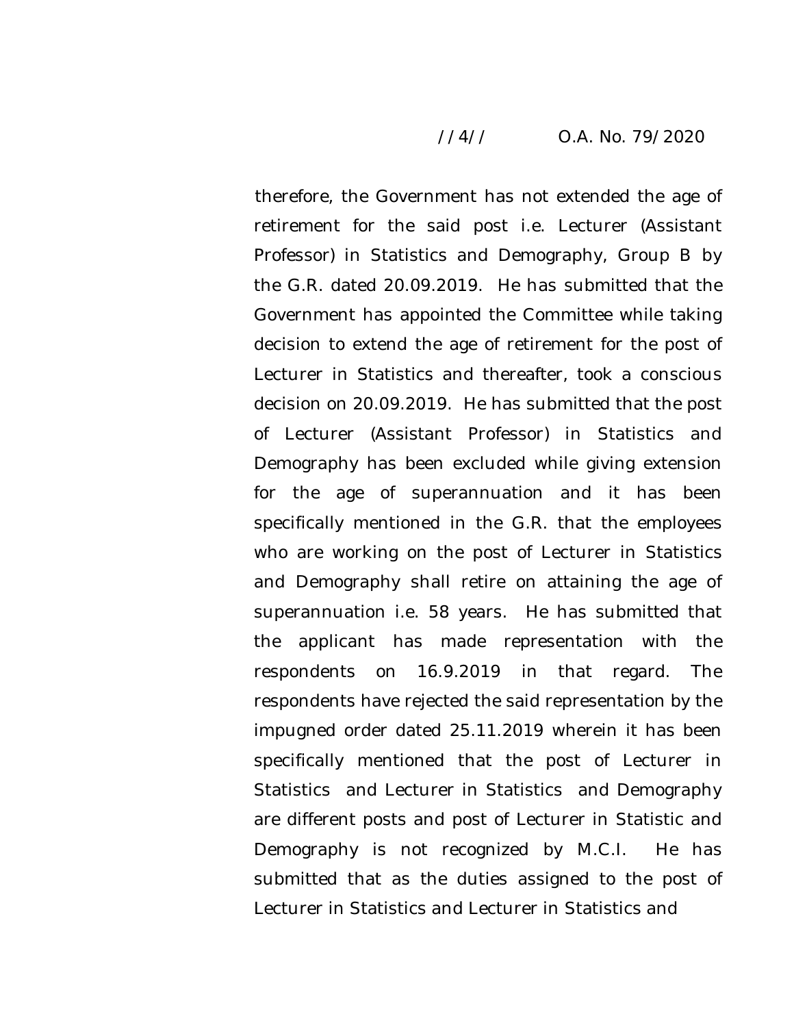therefore, the Government has not extended the age of retirement for the said post i.e. Lecturer (Assistant Professor) in Statistics and Demography, Group B by the G.R. dated 20.09.2019. He has submitted that the Government has appointed the Committee while taking decision to extend the age of retirement for the post of Lecturer in Statistics and thereafter, took a conscious decision on 20.09.2019. He has submitted that the post of Lecturer (Assistant Professor) in Statistics and Demography has been excluded while giving extension for the age of superannuation and it has been specifically mentioned in the G.R. that the employees who are working on the post of Lecturer in Statistics and Demography shall retire on attaining the age of superannuation i.e. 58 years. He has submitted that the applicant has made representation with the respondents on 16.9.2019 in that regard. The respondents have rejected the said representation by the impugned order dated 25.11.2019 wherein it has been specifically mentioned that the post of Lecturer in Statistics and Lecturer in Statistics and Demography are different posts and post of Lecturer in Statistic and Demography is not recognized by M.C.I. He has submitted that as the duties assigned to the post of Lecturer in Statistics and Lecturer in Statistics and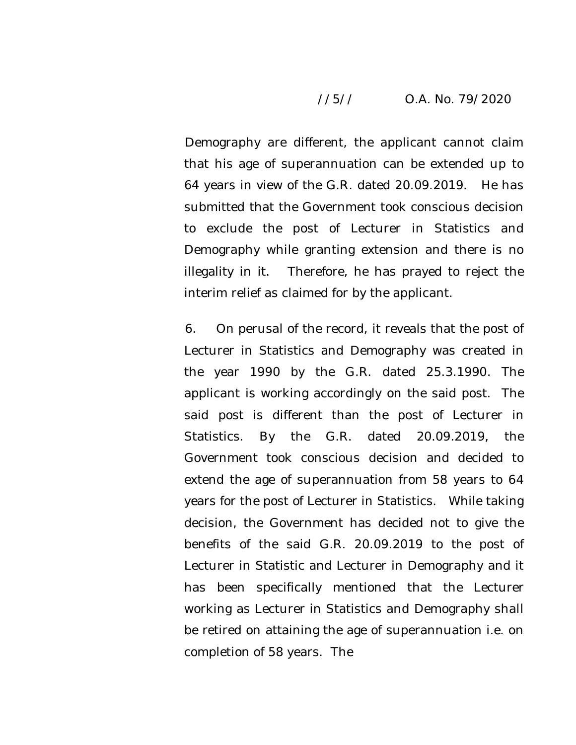Demography are different, the applicant cannot claim that his age of superannuation can be extended up to 64 years in view of the G.R. dated 20.09.2019. He has submitted that the Government took conscious decision to exclude the post of Lecturer in Statistics and Demography while granting extension and there is no illegality in it. Therefore, he has prayed to reject the interim relief as claimed for by the applicant.

6. On perusal of the record, it reveals that the post of Lecturer in Statistics and Demography was created in the year 1990 by the G.R. dated 25.3.1990. The applicant is working accordingly on the said post. The said post is different than the post of Lecturer in Statistics. By the G.R. dated 20.09.2019, the Government took conscious decision and decided to extend the age of superannuation from 58 years to 64 years for the post of Lecturer in Statistics. While taking decision, the Government has decided not to give the benefits of the said G.R. 20.09.2019 to the post of Lecturer in Statistic and Lecturer in Demography and it has been specifically mentioned that the Lecturer working as Lecturer in Statistics and Demography shall be retired on attaining the age of superannuation i.e. on completion of 58 years. The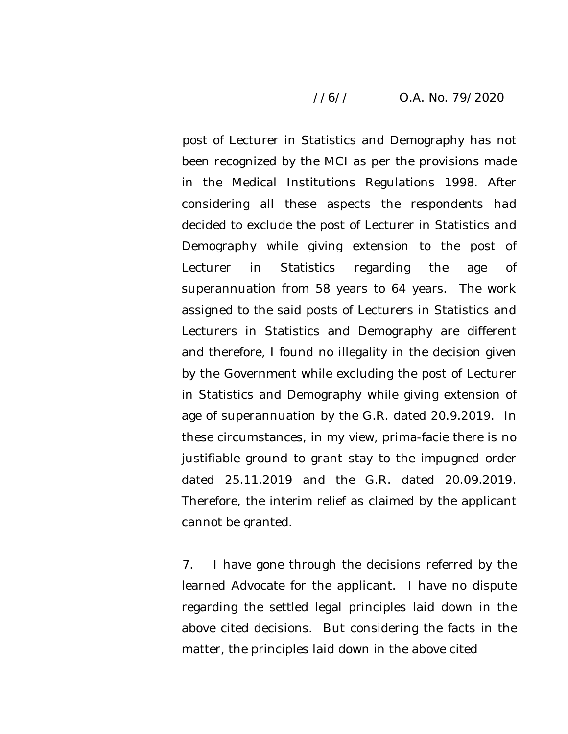post of Lecturer in Statistics and Demography has not been recognized by the MCI as per the provisions made in the Medical Institutions Regulations 1998. After considering all these aspects the respondents had decided to exclude the post of Lecturer in Statistics and Demography while giving extension to the post of Lecturer in Statistics regarding the age of superannuation from 58 years to 64 years. The work assigned to the said posts of Lecturers in Statistics and Lecturers in Statistics and Demography are different and therefore, I found no illegality in the decision given by the Government while excluding the post of Lecturer in Statistics and Demography while giving extension of age of superannuation by the G.R. dated 20.9.2019. In these circumstances, in my view, prima-facie there is no justifiable ground to grant stay to the impugned order dated 25.11.2019 and the G.R. dated 20.09.2019. Therefore, the interim relief as claimed by the applicant cannot be granted.

7. I have gone through the decisions referred by the learned Advocate for the applicant. I have no dispute regarding the settled legal principles laid down in the above cited decisions. But considering the facts in the matter, the principles laid down in the above cited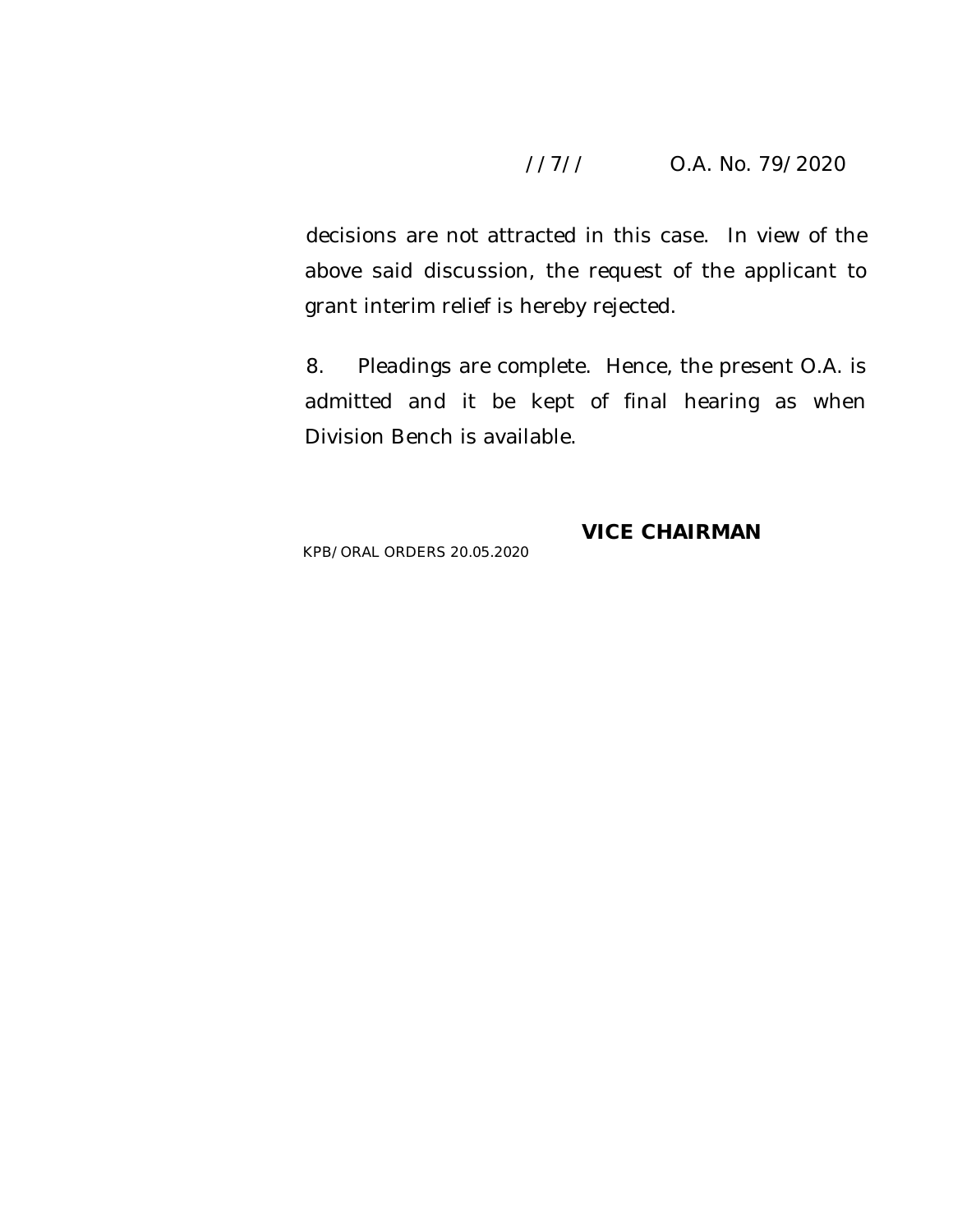decisions are not attracted in this case. In view of the above said discussion, the request of the applicant to grant interim relief is hereby rejected.

8. Pleadings are complete. Hence, the present O.A. is admitted and it be kept of final hearing as when Division Bench is available.

**VICE CHAIRMAN**

KPB/ORAL ORDERS 20.05.2020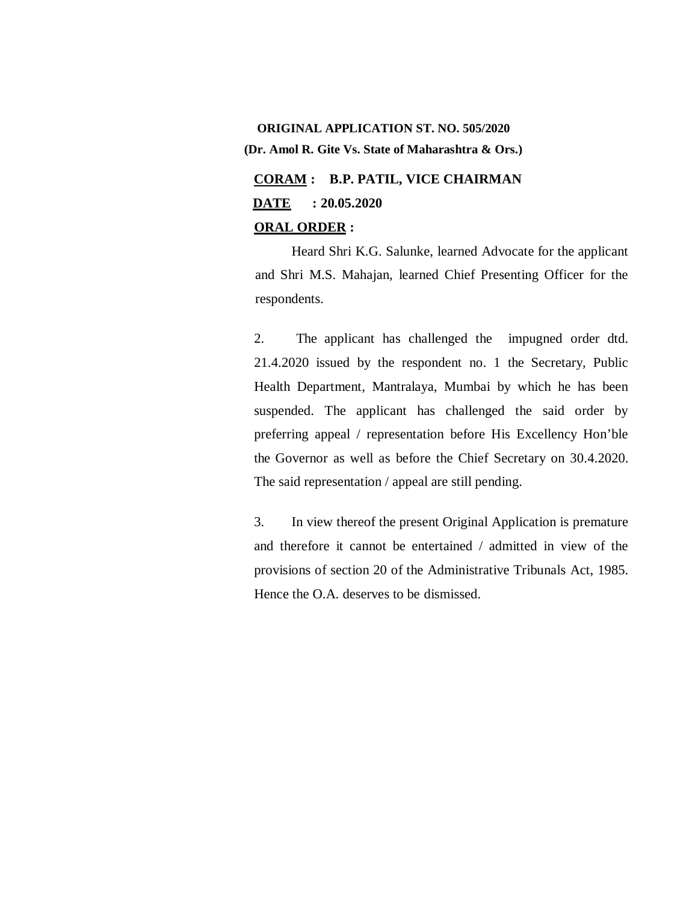**ORIGINAL APPLICATION ST. NO. 505/2020**
**(Dr. Amol R. Gite Vs. State of Maharashtra & Ors.)**

**CORAM : B.P. PATIL, VICE CHAIRMAN**

**DATE : 20.05.2020**

**ORAL ORDER :**

Heard Shri K.G. Salunke, learned Advocate for the applicant and Shri M.S. Mahajan, learned Chief Presenting Officer for the respondents.

2. The applicant has challenged the impugned order dtd. 21.4.2020 issued by the respondent no. 1 the Secretary, Public Health Department, Mantralaya, Mumbai by which he has been suspended. The applicant has challenged the said order by preferring appeal / representation before His Excellency Hon'ble the Governor as well as before the Chief Secretary on 30.4.2020. The said representation / appeal are still pending.

3. In view thereof the present Original Application is premature and therefore it cannot be entertained / admitted in view of the provisions of section 20 of the Administrative Tribunals Act, 1985. Hence the O.A. deserves to be dismissed.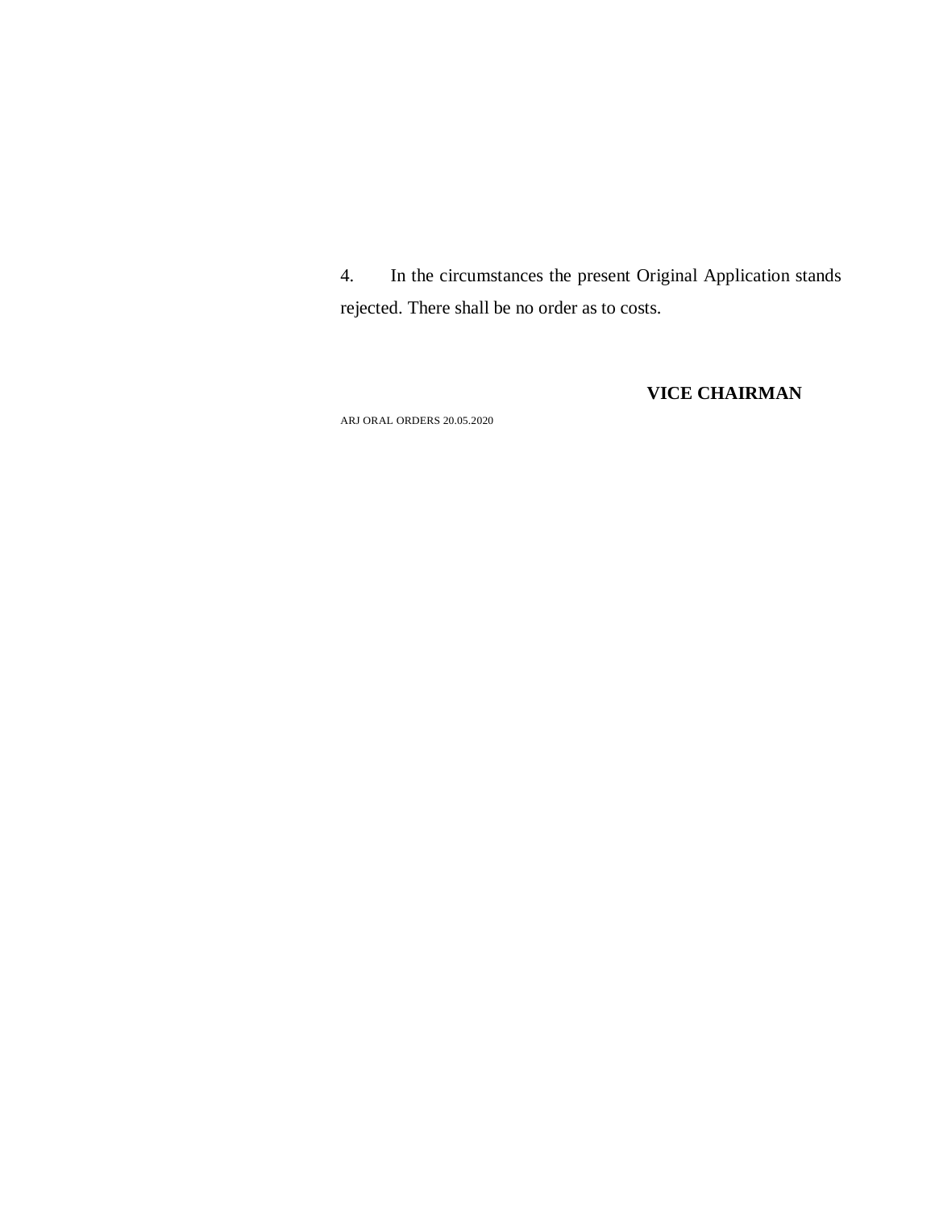4. In the circumstances the present Original Application stands rejected. There shall be no order as to costs.

**VICE CHAIRMAN**

ARJ ORAL ORDERS 20.05.2020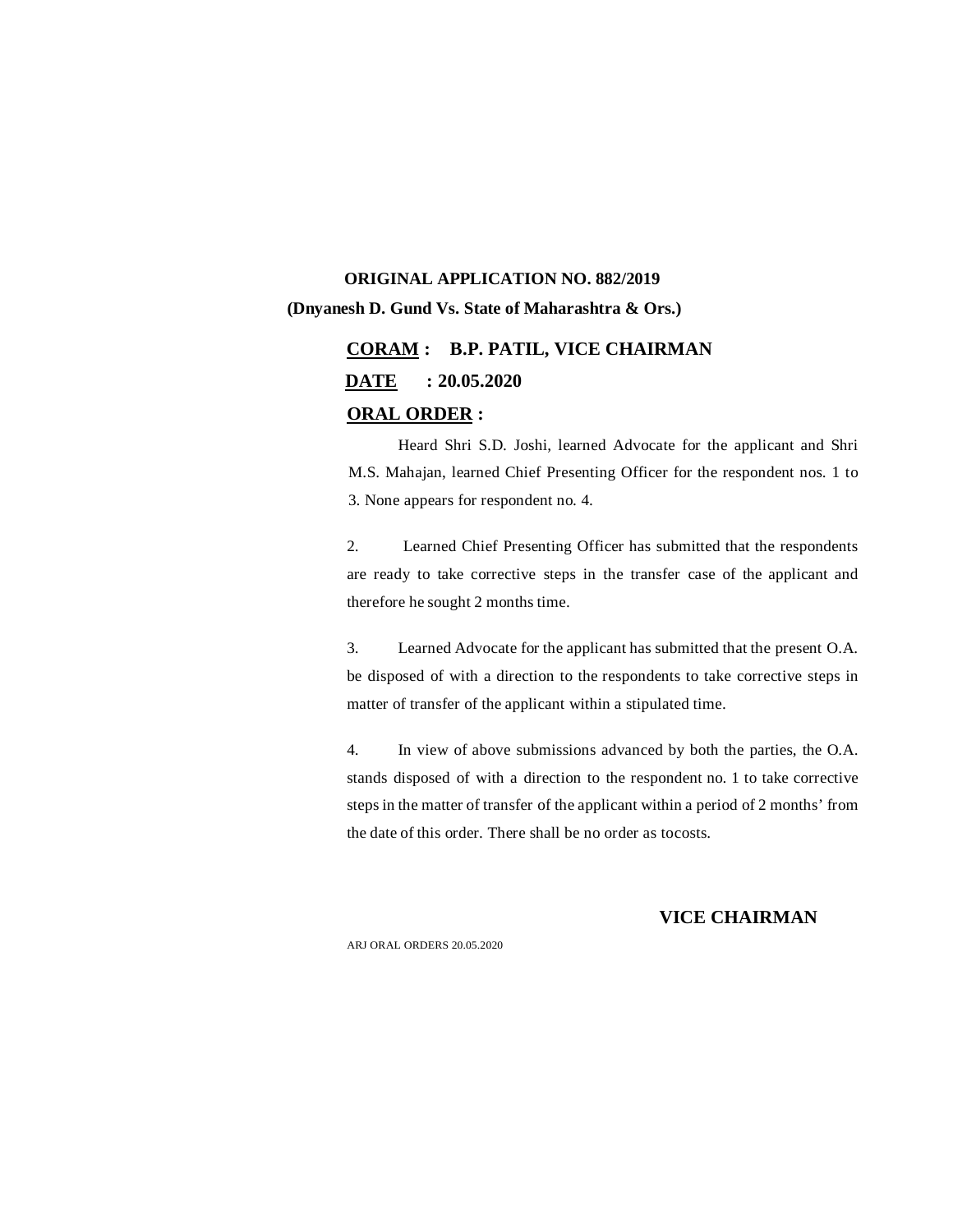**ORIGINAL APPLICATION NO. 882/2019**
**(Dnyanesh D. Gund Vs. State of Maharashtra & Ors.)**

**CORAM : B.P. PATIL, VICE CHAIRMAN**

**DATE : 20.05.2020**

**ORAL ORDER :**

Heard Shri S.D. Joshi, learned Advocate for the applicant and Shri M.S. Mahajan, learned Chief Presenting Officer for the respondent nos. 1 to 3. None appears for respondent no. 4.

2. Learned Chief Presenting Officer has submitted that the respondents are ready to take corrective steps in the transfer case of the applicant and therefore he sought 2 months time.

3. Learned Advocate for the applicant has submitted that the present O.A. be disposed of with a direction to the respondents to take corrective steps in matter of transfer of the applicant within a stipulated time.

4. In view of above submissions advanced by both the parties, the O.A. stands disposed of with a direction to the respondent no. 1 to take corrective steps in the matter of transfer of the applicant within a period of 2 months' from the date of this order. There shall be no order as tocosts.

**VICE CHAIRMAN**

ARJ ORAL ORDERS 20.05.2020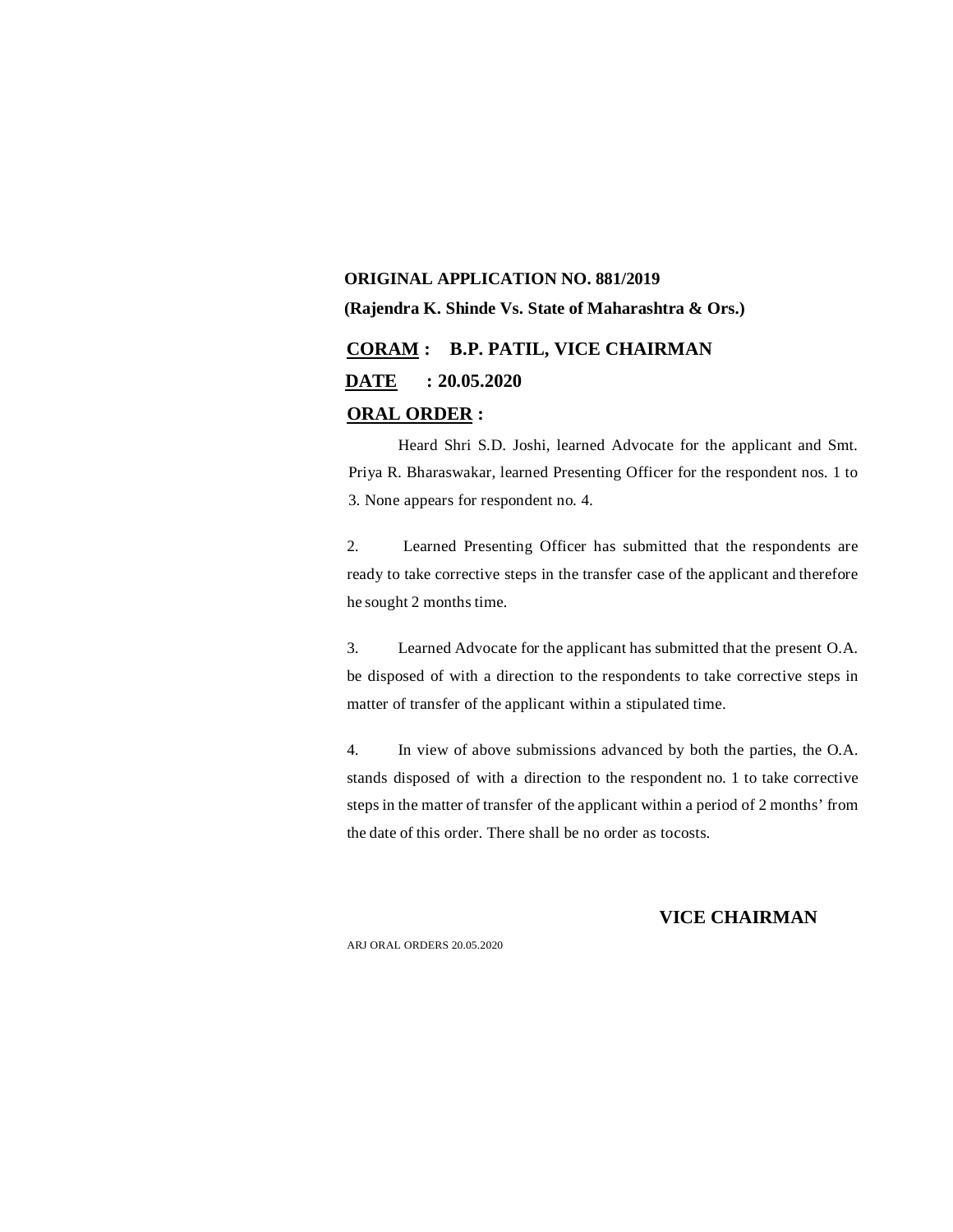**ORIGINAL APPLICATION NO. 881/2019**

**(Rajendra K. Shinde Vs. State of Maharashtra & Ors.)**

**CORAM : B.P. PATIL, VICE CHAIRMAN**

**DATE : 20.05.2020**

**ORAL ORDER :**

Heard Shri S.D. Joshi, learned Advocate for the applicant and Smt. Priya R. Bharaswakar, learned Presenting Officer for the respondent nos. 1 to 3. None appears for respondent no. 4.

2. Learned Presenting Officer has submitted that the respondents are ready to take corrective steps in the transfer case of the applicant and therefore he sought 2 months time.

3. Learned Advocate for the applicant has submitted that the present O.A. be disposed of with a direction to the respondents to take corrective steps in matter of transfer of the applicant within a stipulated time.

4. In view of above submissions advanced by both the parties, the O.A. stands disposed of with a direction to the respondent no. 1 to take corrective steps in the matter of transfer of the applicant within a period of 2 months' from the date of this order. There shall be no order as tocosts.

**VICE CHAIRMAN**

ARJ ORAL ORDERS 20.05.2020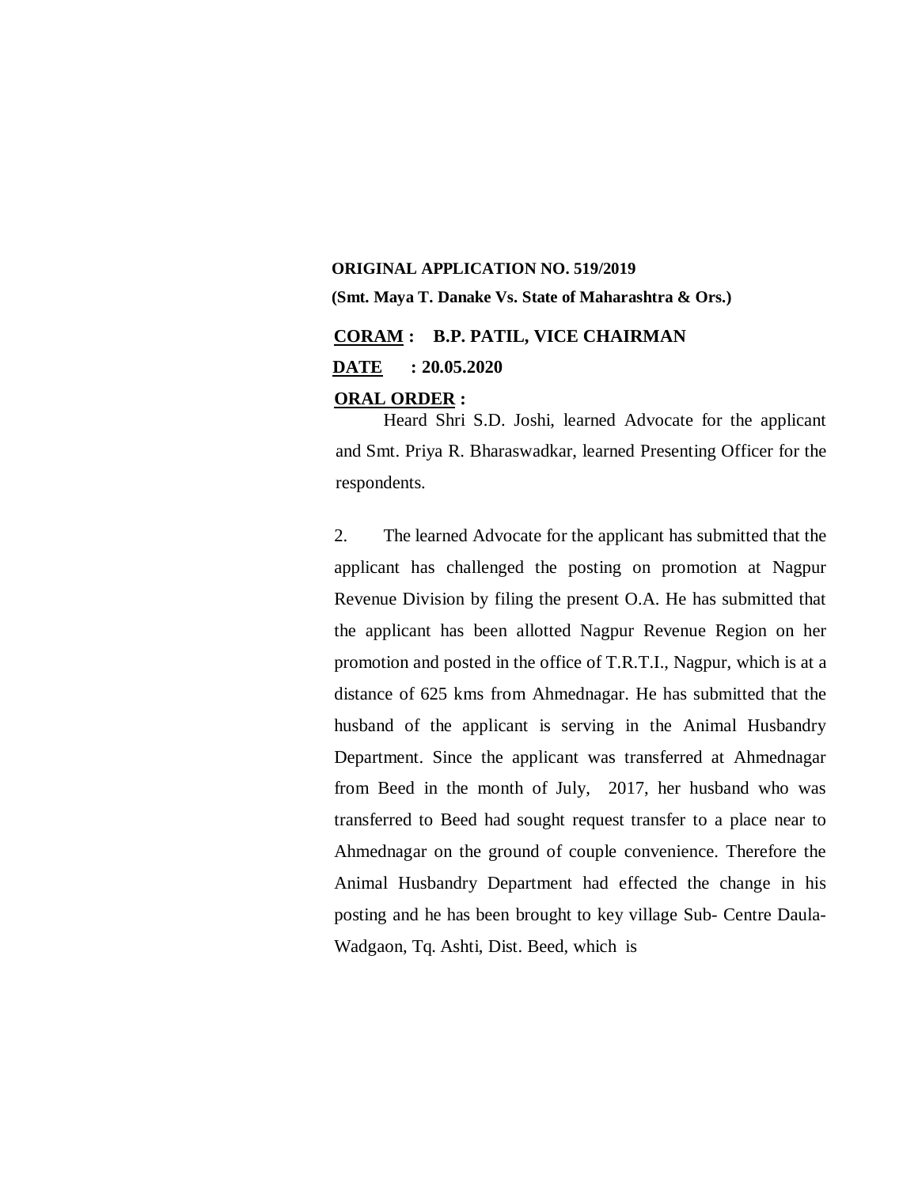**ORIGINAL APPLICATION NO. 519/2019**

**(Smt. Maya T. Danake Vs. State of Maharashtra & Ors.)**

**CORAM : B.P. PATIL, VICE CHAIRMAN**

**DATE : 20.05.2020**

**ORAL ORDER :**

Heard Shri S.D. Joshi, learned Advocate for the applicant and Smt. Priya R. Bharaswadkar, learned Presenting Officer for the respondents.

2. The learned Advocate for the applicant has submitted that the applicant has challenged the posting on promotion at Nagpur Revenue Division by filing the present O.A. He has submitted that the applicant has been allotted Nagpur Revenue Region on her promotion and posted in the office of T.R.T.I., Nagpur, which is at a distance of 625 kms from Ahmednagar. He has submitted that the husband of the applicant is serving in the Animal Husbandry Department. Since the applicant was transferred at Ahmednagar from Beed in the month of July, 2017, her husband who was transferred to Beed had sought request transfer to a place near to Ahmednagar on the ground of couple convenience. Therefore the Animal Husbandry Department had effected the change in his posting and he has been brought to key village Sub- Centre Daula-Wadgaon, Tq. Ashti, Dist. Beed, which is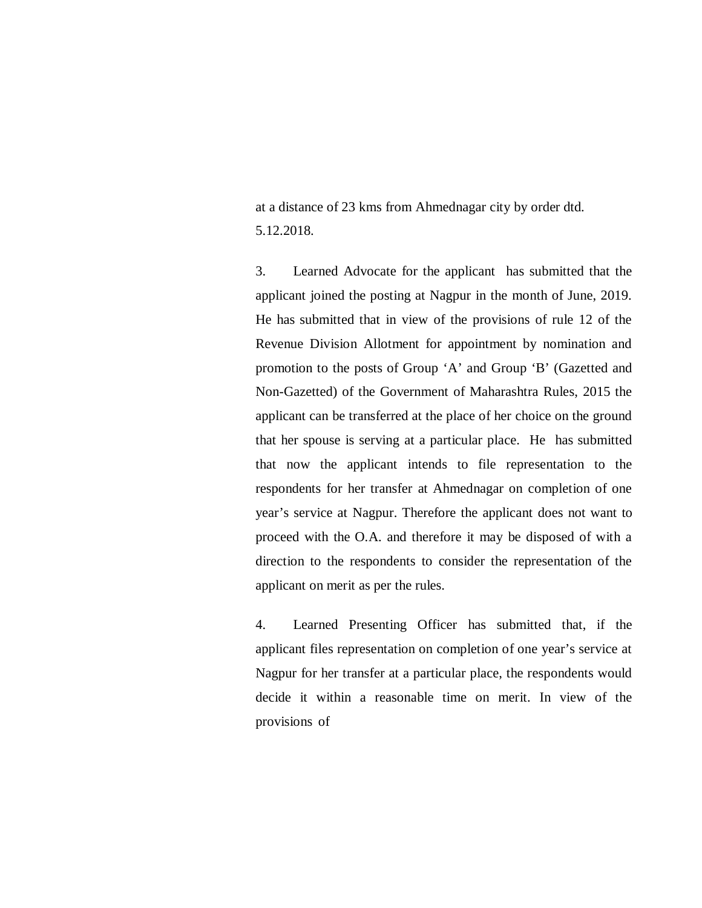at a distance of 23 kms from Ahmednagar city by order dtd. 5.12.2018.

3. Learned Advocate for the applicant has submitted that the applicant joined the posting at Nagpur in the month of June, 2019. He has submitted that in view of the provisions of rule 12 of the Revenue Division Allotment for appointment by nomination and promotion to the posts of Group 'A' and Group 'B' (Gazetted and Non-Gazetted) of the Government of Maharashtra Rules, 2015 the applicant can be transferred at the place of her choice on the ground that her spouse is serving at a particular place. He has submitted that now the applicant intends to file representation to the respondents for her transfer at Ahmednagar on completion of one year's service at Nagpur. Therefore the applicant does not want to proceed with the O.A. and therefore it may be disposed of with a direction to the respondents to consider the representation of the applicant on merit as per the rules.

4. Learned Presenting Officer has submitted that, if the applicant files representation on completion of one year's service at Nagpur for her transfer at a particular place, the respondents would decide it within a reasonable time on merit. In view of the provisions of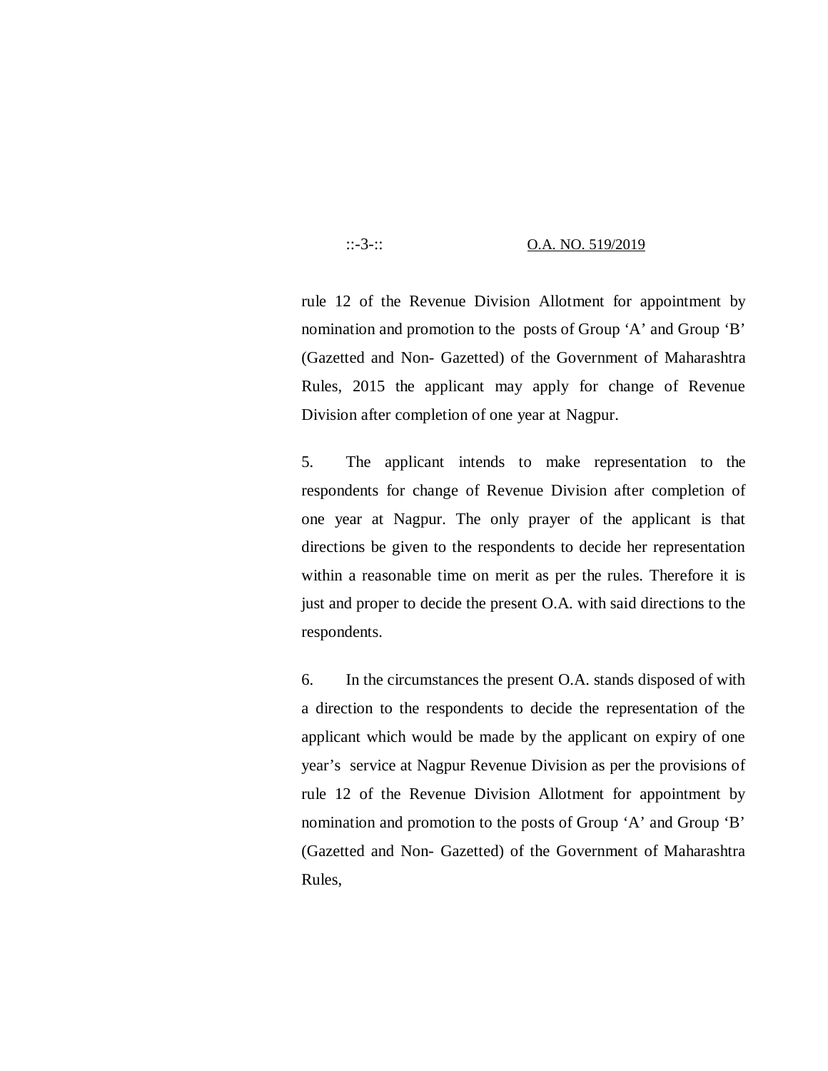rule 12 of the Revenue Division Allotment for appointment by nomination and promotion to the posts of Group 'A' and Group 'B' (Gazetted and Non- Gazetted) of the Government of Maharashtra Rules, 2015 the applicant may apply for change of Revenue Division after completion of one year at Nagpur.

5. The applicant intends to make representation to the respondents for change of Revenue Division after completion of one year at Nagpur. The only prayer of the applicant is that directions be given to the respondents to decide her representation within a reasonable time on merit as per the rules. Therefore it is just and proper to decide the present O.A. with said directions to the respondents.

6. In the circumstances the present O.A. stands disposed of with a direction to the respondents to decide the representation of the applicant which would be made by the applicant on expiry of one year's service at Nagpur Revenue Division as per the provisions of rule 12 of the Revenue Division Allotment for appointment by nomination and promotion to the posts of Group 'A' and Group 'B' (Gazetted and Non- Gazetted) of the Government of Maharashtra Rules,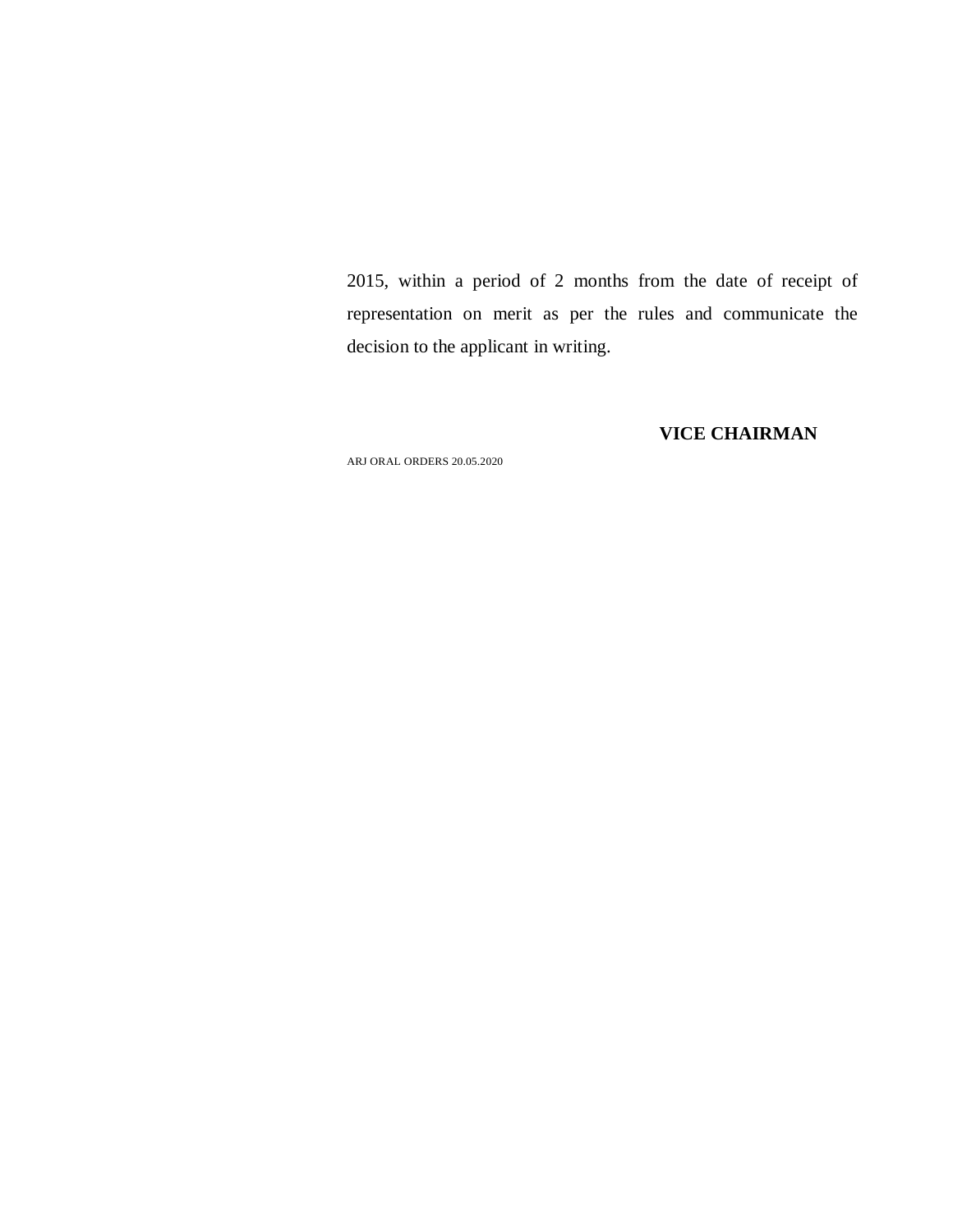2015, within a period of 2 months from the date of receipt of representation on merit as per the rules and communicate the decision to the applicant in writing.

**VICE CHAIRMAN**

ARJ ORAL ORDERS 20.05.2020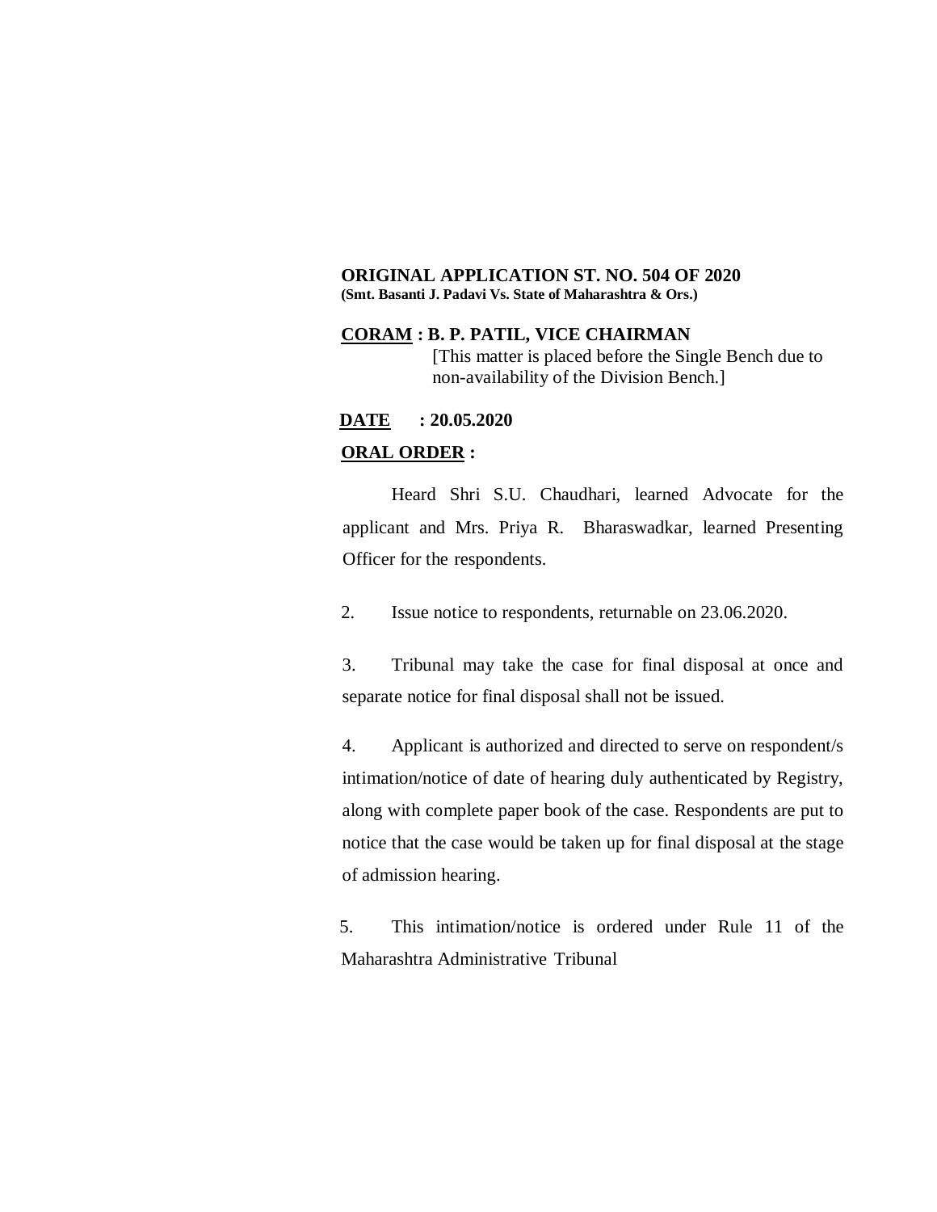**ORIGINAL APPLICATION ST. NO. 504 OF 2020**
**(Smt. Basanti J. Padavi Vs. State of Maharashtra & Ors.)**

**CORAM : B. P. PATIL, VICE CHAIRMAN**
[This matter is placed before the Single Bench due to non-availability of the Division Bench.]

**DATE : 20.05.2020**

**ORAL ORDER :**

Heard Shri S.U. Chaudhari, learned Advocate for the applicant and Mrs. Priya R. Bharaswadkar, learned Presenting Officer for the respondents.

2. Issue notice to respondents, returnable on 23.06.2020.

3. Tribunal may take the case for final disposal at once and separate notice for final disposal shall not be issued.

4. Applicant is authorized and directed to serve on respondent/s intimation/notice of date of hearing duly authenticated by Registry, along with complete paper book of the case. Respondents are put to notice that the case would be taken up for final disposal at the stage of admission hearing.

5. This intimation/notice is ordered under Rule 11 of the Maharashtra Administrative Tribunal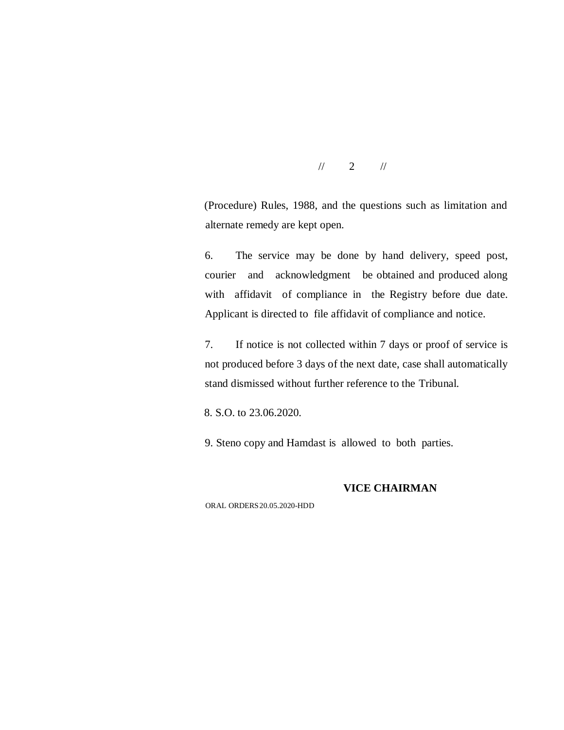(Procedure) Rules, 1988, and the questions such as limitation and alternate remedy are kept open.

6. The service may be done by hand delivery, speed post, courier and acknowledgment be obtained and produced along with affidavit of compliance in the Registry before due date. Applicant is directed to file affidavit of compliance and notice.

7. If notice is not collected within 7 days or proof of service is not produced before 3 days of the next date, case shall automatically stand dismissed without further reference to the Tribunal.

8. S.O. to 23.06.2020.

9. Steno copy and Hamdast is allowed to both parties.

**VICE CHAIRMAN**

ORAL ORDERS 20.05.2020-HDD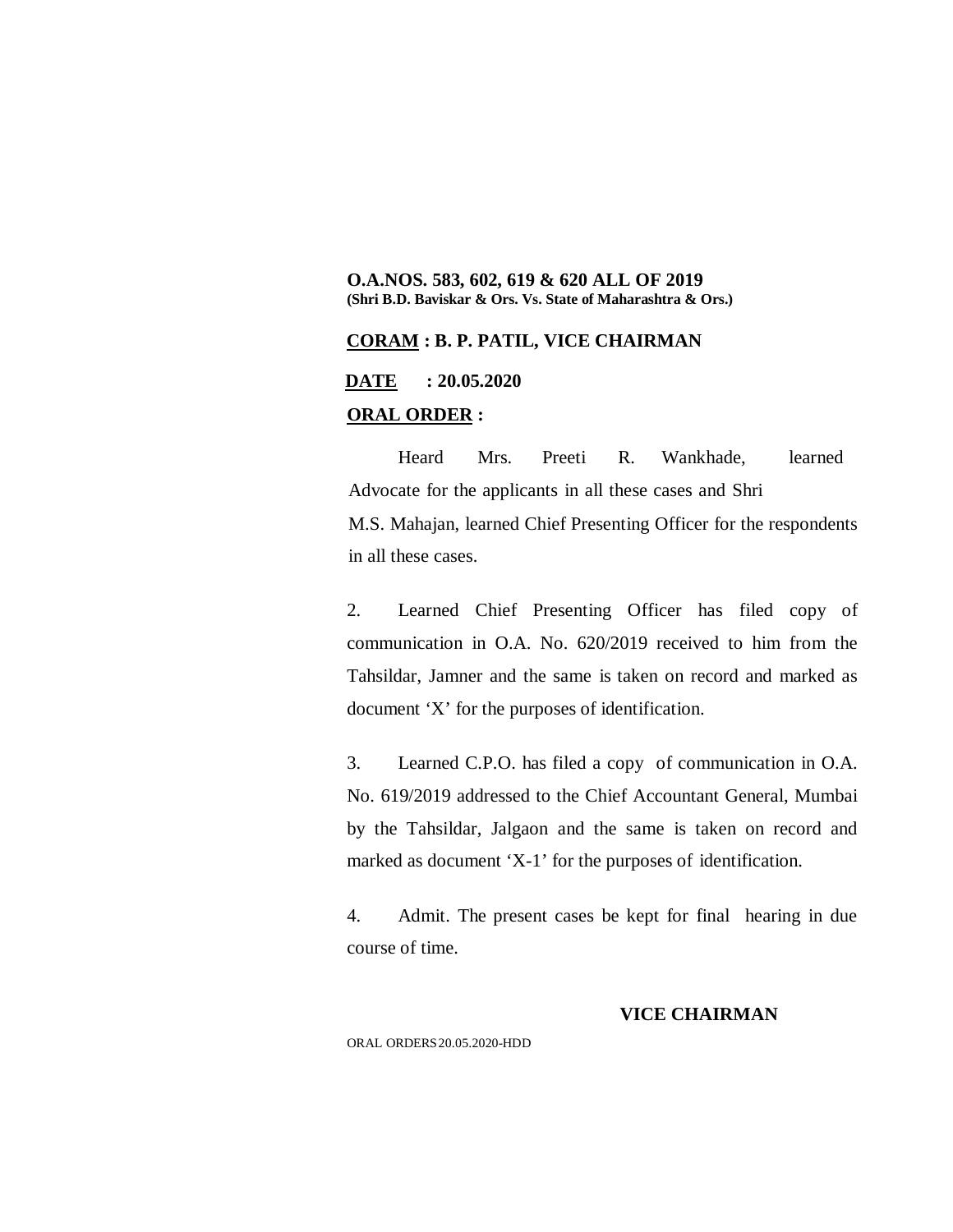**O.A.NOS. 583, 602, 619 & 620 ALL OF 2019**
**(Shri B.D. Baviskar & Ors. Vs. State of Maharashtra & Ors.)**

**<u>CORAM</u> : B. P. PATIL, VICE CHAIRMAN**

**<u>DATE</u> : 20.05.2020**

**<u>ORAL ORDER</u> :**

Heard Mrs. Preeti R. Wankhade, learned Advocate for the applicants in all these cases and Shri M.S. Mahajan, learned Chief Presenting Officer for the respondents in all these cases.

2. Learned Chief Presenting Officer has filed copy of communication in O.A. No. 620/2019 received to him from the Tahsildar, Jamner and the same is taken on record and marked as document 'X' for the purposes of identification.

3. Learned C.P.O. has filed a copy of communication in O.A. No. 619/2019 addressed to the Chief Accountant General, Mumbai by the Tahsildar, Jalgaon and the same is taken on record and marked as document 'X-1' for the purposes of identification.

4. Admit. The present cases be kept for final hearing in due course of time.

**VICE CHAIRMAN**

ORAL ORDERS 20.05.2020-HDD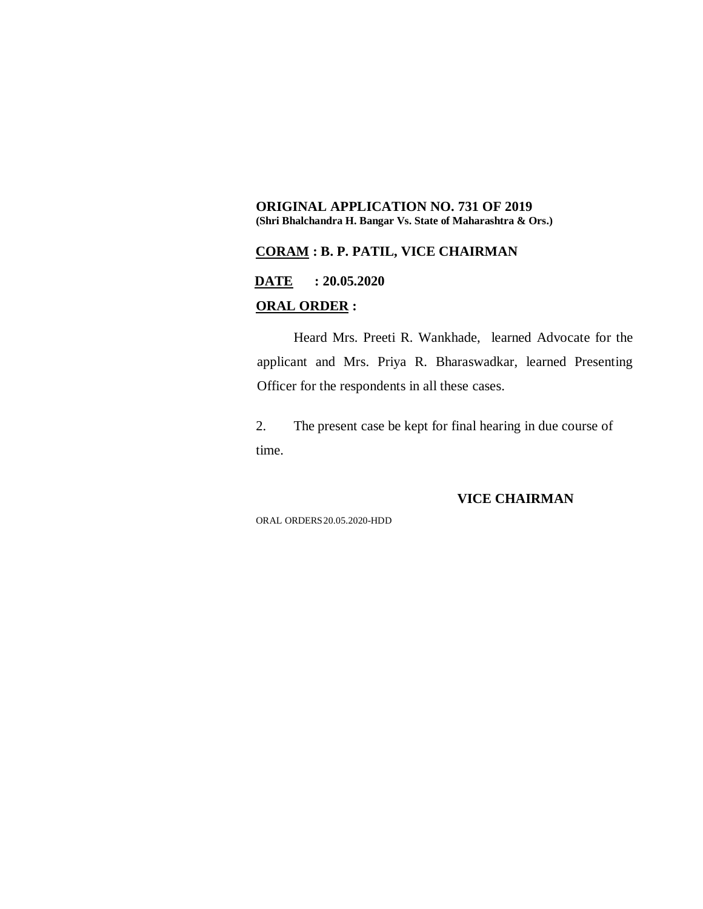**ORIGINAL APPLICATION NO. 731 OF 2019**
**(Shri Bhalchandra H. Bangar Vs. State of Maharashtra & Ors.)**

**CORAM : B. P. PATIL, VICE CHAIRMAN**

**DATE : 20.05.2020**

**ORAL ORDER :**

Heard Mrs. Preeti R. Wankhade, learned Advocate for the applicant and Mrs. Priya R. Bharaswadkar, learned Presenting Officer for the respondents in all these cases.

2. The present case be kept for final hearing in due course of time.

**VICE CHAIRMAN**

ORAL ORDERS 20.05.2020-HDD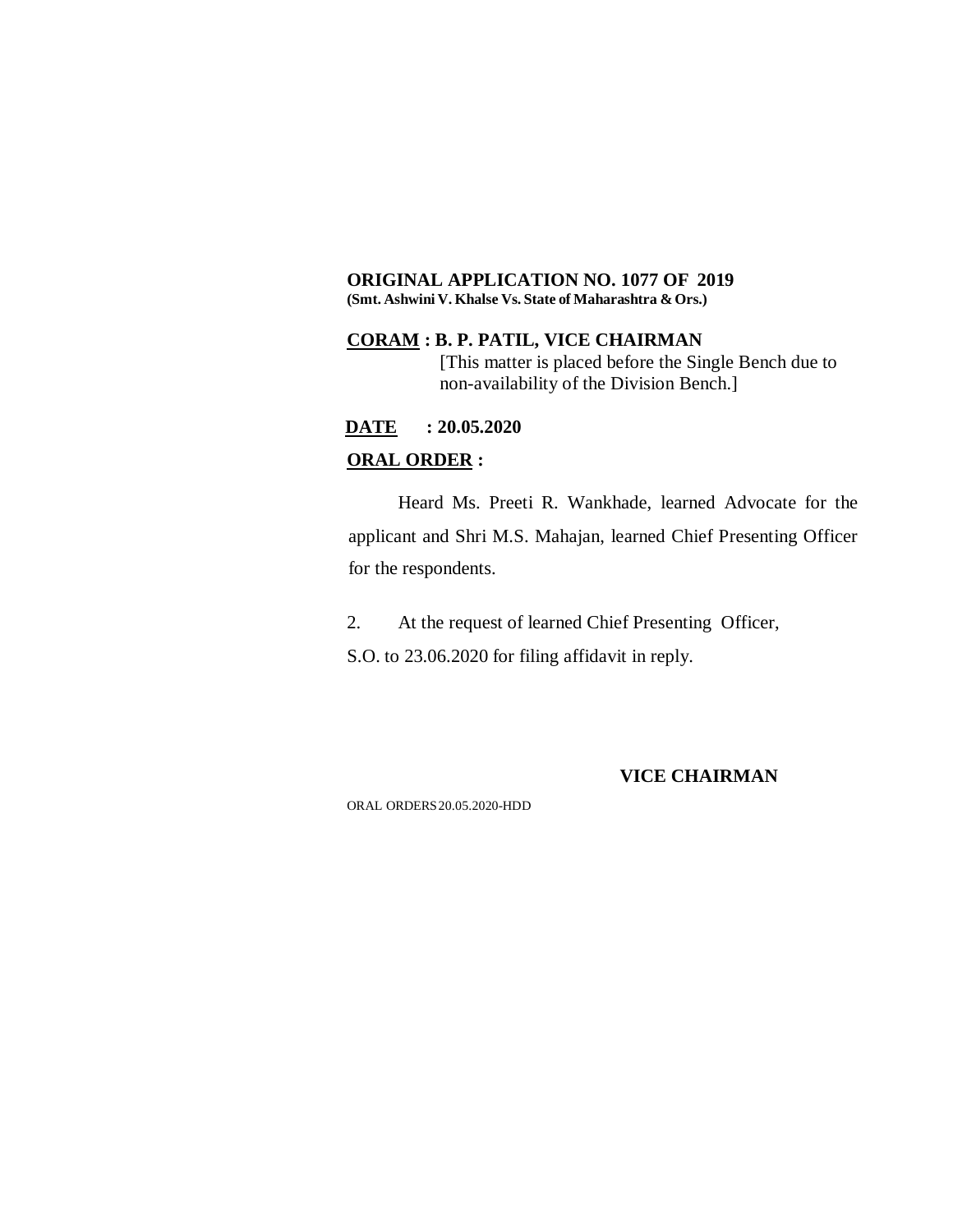**ORIGINAL APPLICATION NO. 1077 OF 2019**
**(Smt. Ashwini V. Khalse Vs. State of Maharashtra & Ors.)**

**<u>CORAM</u> : B. P. PATIL, VICE CHAIRMAN**
[This matter is placed before the Single Bench due to non-availability of the Division Bench.]

**<u>DATE</u> : 20.05.2020**

**<u>ORAL ORDER</u> :**

Heard Ms. Preeti R. Wankhade, learned Advocate for the applicant and Shri M.S. Mahajan, learned Chief Presenting Officer for the respondents.

2. At the request of learned Chief Presenting Officer, S.O. to 23.06.2020 for filing affidavit in reply.

**VICE CHAIRMAN**

ORAL ORDERS 20.05.2020-HDD